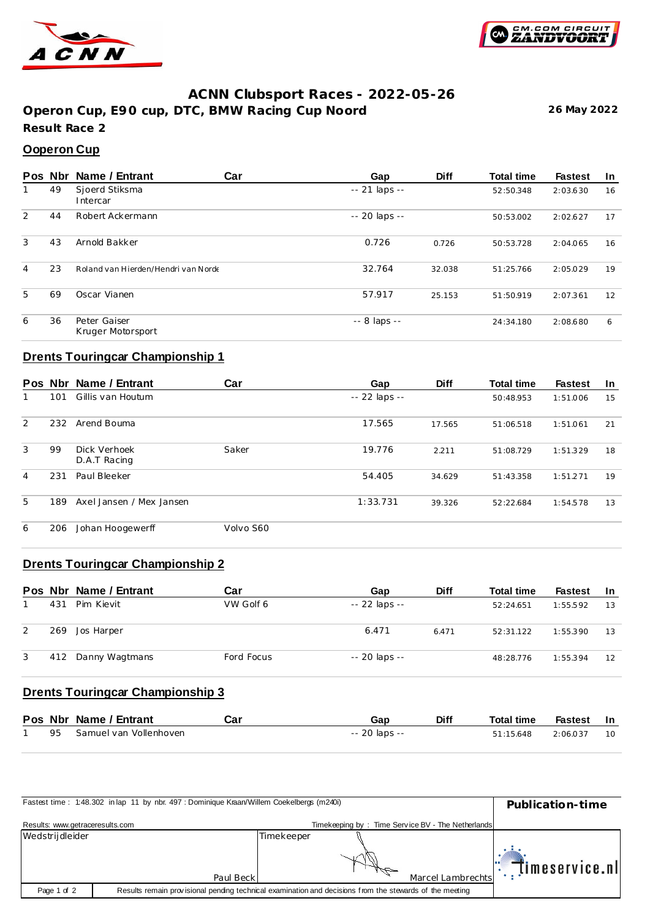# ACNN Clubsport Races - 2022-05-26

## Operon Cup, E90 cup, DTC, BMW Racing Cup Noord

**26 May 2022**

**Result Race 2**

### Ooperon Cup

| Pos | Nbr | Name / Entrant | Car | Gap | Diff | Total time | Fastest | In |
|---|---|---|---|---|---|---|---|---|
| 1 | 49 | Sjoerd Stiksma<br>Intercar | | -- 21 laps -- | | 52:50.348 | 2:03.630 | 16 |
| 2 | 44 | Robert Ackermann | | -- 20 laps -- | | 50:53.002 | 2:02.627 | 17 |
| 3 | 43 | Arnold Bakker | | 0.726 | 0.726 | 50:53.728 | 2:04.065 | 16 |
| 4 | 23 | Roland van Hierden/Hendri van Norde | | 32.764 | 32.038 | 51:25.766 | 2:05.029 | 19 |
| 5 | 69 | Oscar Vianen | | 57.917 | 25.153 | 51:50.919 | 2:07.361 | 12 |
| 6 | 36 | Peter Gaiser<br>Kruger Motorsport | | -- 8 laps -- | | 24:34.180 | 2:08.680 | 6 |

### Drents Touringcar Championship 1

| Pos | Nbr | Name / Entrant | Car | Gap | Diff | Total time | Fastest | In |
|---|---|---|---|---|---|---|---|---|
| 1 | 101 | Gillis van Houtum | | -- 22 laps -- | | 50:48.953 | 1:51.006 | 15 |
| 2 | 232 | Arend Bouma | | 17.565 | 17.565 | 51:06.518 | 1:51.061 | 21 |
| 3 | 99 | Dick Verhoek<br>D.A.T Racing | Saker | 19.776 | 2.211 | 51:08.729 | 1:51.329 | 18 |
| 4 | 231 | Paul Bleeker | | 54.405 | 34.629 | 51:43.358 | 1:51.271 | 19 |
| 5 | 189 | Axel Jansen / Mex Jansen | | 1:33.731 | 39.326 | 52:22.684 | 1:54.578 | 13 |
| 6 | 206 | Johan Hoogewerff | Volvo S60 | | | | | |

### Drents Touringcar Championship 2

| Pos | Nbr | Name / Entrant | Car | Gap | Diff | Total time | Fastest | In |
|---|---|---|---|---|---|---|---|---|
| 1 | 431 | Pim Kievit | VW Golf 6 | -- 22 laps -- | | 52:24.651 | 1:55.592 | 13 |
| 2 | 269 | Jos Harper | | 6.471 | 6.471 | 52:31.122 | 1:55.390 | 13 |
| 3 | 412 | Danny Wagtmans | Ford Focus | -- 20 laps -- | | 48:28.776 | 1:55.394 | 12 |

### Drents Touringcar Championship 3

| Pos | Nbr | Name / Entrant | Car | Gap | Diff | Total time | Fastest | In |
|---|---|---|---|---|---|---|---|---|
| 1 | 95 | Samuel van Vollenhoven | | -- 20 laps -- | | 51:15.648 | 2:06.037 | 10 |

Fastest time : 1:48.302 in lap 11 by nbr. 497 : Dominique Kraan/Willem Coekelbergs (m240i)

**Publication-time**

Results: www.getraceresults.com

Timekeeping by : Time Service BV - The Netherlands

| Wedstrijdleider | Timekeeper |
|---|---|
| Paul Beck | Marcel Lambrechts |

Results remain provisional pending technical examination and decisions from the stewards of the meeting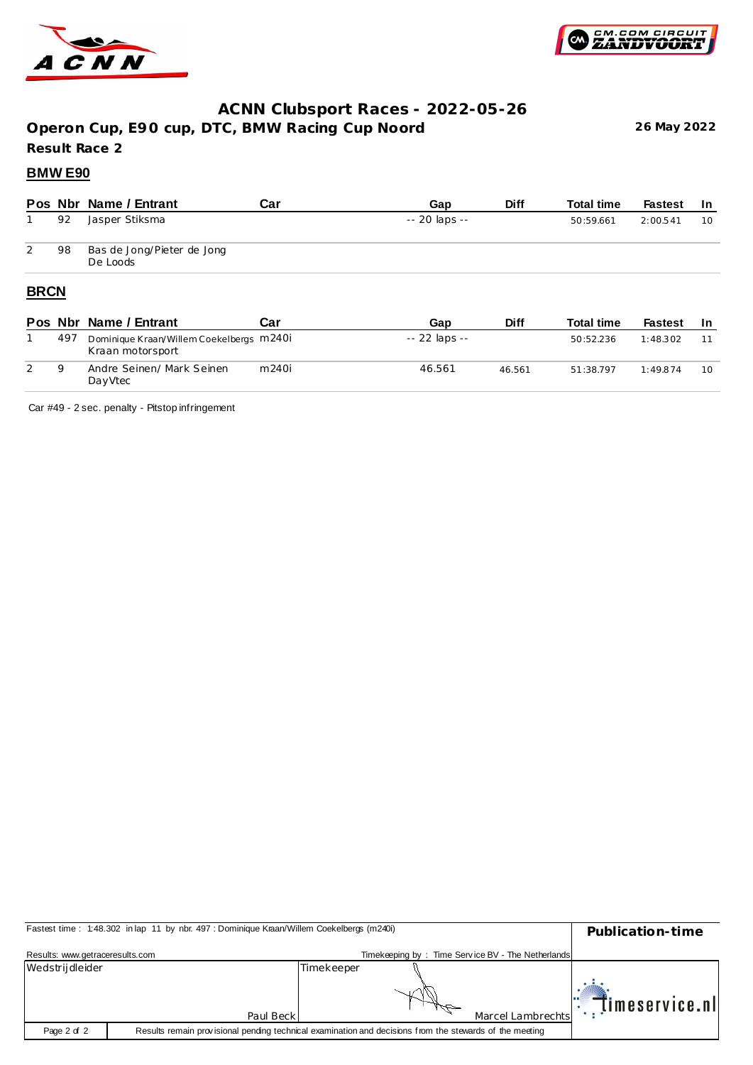# ACNN Clubsport Races - 2022-05-26

## Operon Cup, E90 cup, DTC, BMW Racing Cup Noord

26 May 2022

**Result Race 2**

### BMW E90

| Pos | Nbr | Name / Entrant | Car | Gap | Diff | Total time | Fastest | In |
|---|---|---|---|---|---|---|---|---|
| 1 | 92 | Jasper Stiksma | | -- 20 laps -- | | 50:59.661 | 2:00.541 | 10 |
| 2 | 98 | Bas de Jong/Pieter de Jong<br>De Loods | | | | | | |

### BRCN

| Pos | Nbr | Name / Entrant | Car | Gap | Diff | Total time | Fastest | In |
|---|---|---|---|---|---|---|---|---|
| 1 | 497 | Dominique Kraan/Willem Coekelbergs<br>Kraan motorsport | m240i | -- 22 laps -- | | 50:52.236 | 1:48.302 | 11 |
| 2 | 9 | Andre Seinen/ Mark Seinen<br>DayVtec | m240i | 46.561 | 46.561 | 51:38.797 | 1:49.874 | 10 |

Car #49 - 2 sec. penalty - Pitstop infringement

Fastest time : 1:48.302 in lap 11 by nbr. 497 : Dominique Kraan/Willem Coekelbergs (m240i)

**Publication-time**

Results: www.getraceresults.com

Timekeeping by : Time Service BV - The Netherlands

| Wedstrijdleider | Timekeeper |
|---|---|
| Paul Beck | Marcel Lambrechts |

timeservice.nl

Results remain provisional pending technical examination and decisions from the stewards of the meeting